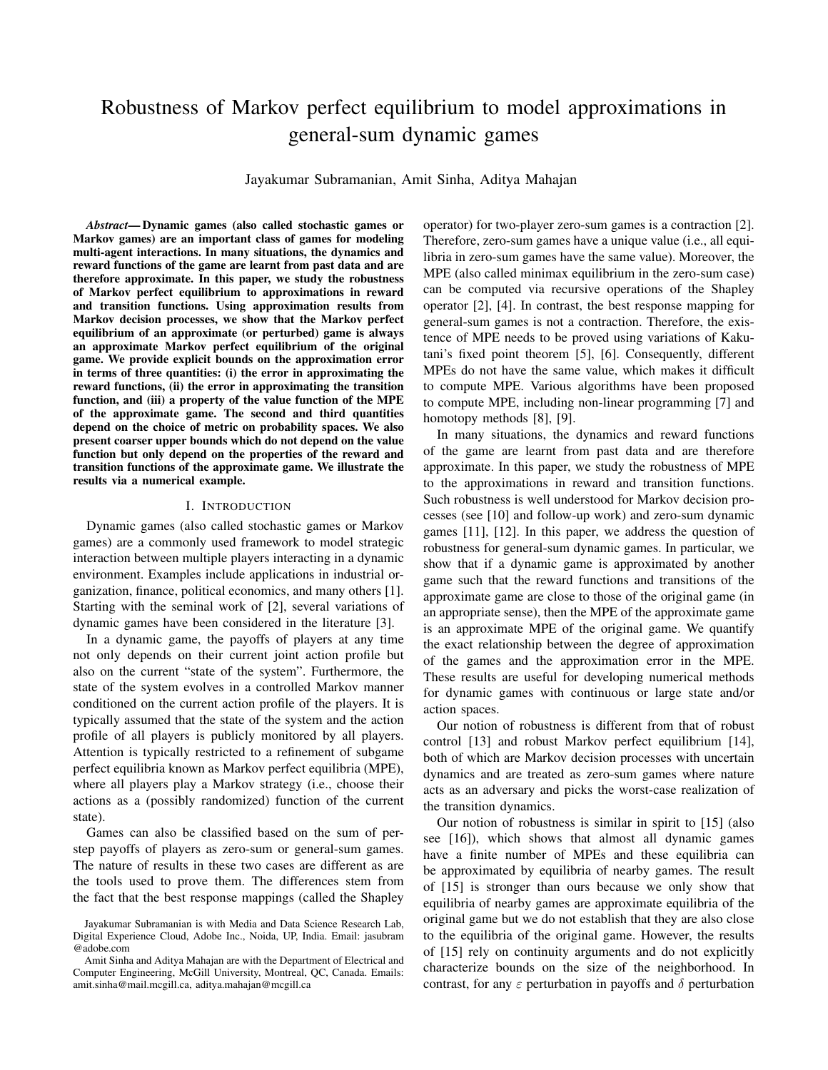# Robustness of Markov perfect equilibrium to model approximations in general-sum dynamic games

Jayakumar Subramanian, Amit Sinha, Aditya Mahajan

***Abstract*— Dynamic games (also called stochastic games or Markov games) are an important class of games for modeling multi-agent interactions. In many situations, the dynamics and reward functions of the game are learnt from past data and are therefore approximate. In this paper, we study the robustness of Markov perfect equilibrium to approximations in reward and transition functions. Using approximation results from Markov decision processes, we show that the Markov perfect equilibrium of an approximate (or perturbed) game is always an approximate Markov perfect equilibrium of the original game. We provide explicit bounds on the approximation error in terms of three quantities: (i) the error in approximating the reward functions, (ii) the error in approximating the transition function, and (iii) a property of the value function of the MPE of the approximate game. The second and third quantities depend on the choice of metric on probability spaces. We also present coarser upper bounds which do not depend on the value function but only depend on the properties of the reward and transition functions of the approximate game. We illustrate the results via a numerical example.**

## I. INTRODUCTION

Dynamic games (also called stochastic games or Markov games) are a commonly used framework to model strategic interaction between multiple players interacting in a dynamic environment. Examples include applications in industrial organization, finance, political economics, and many others [1]. Starting with the seminal work of [2], several variations of dynamic games have been considered in the literature [3].

In a dynamic game, the payoffs of players at any time not only depends on their current joint action profile but also on the current "state of the system". Furthermore, the state of the system evolves in a controlled Markov manner conditioned on the current action profile of the players. It is typically assumed that the state of the system and the action profile of all players is publicly monitored by all players. Attention is typically restricted to a refinement of subgame perfect equilibria known as Markov perfect equilibria (MPE), where all players play a Markov strategy (i.e., choose their actions as a (possibly randomized) function of the current state).

Games can also be classified based on the sum of per-step payoffs of players as zero-sum or general-sum games. The nature of results in these two cases are different as are the tools used to prove them. The differences stem from the fact that the best response mappings (called the Shapley operator) for two-player zero-sum games is a contraction [2]. Therefore, zero-sum games have a unique value (i.e., all equilibria in zero-sum games have the same value). Moreover, the MPE (also called minimax equilibrium in the zero-sum case) can be computed via recursive operations of the Shapley operator [2], [4]. In contrast, the best response mapping for general-sum games is not a contraction. Therefore, the existence of MPE needs to be proved using variations of Kakutani's fixed point theorem [5], [6]. Consequently, different MPEs do not have the same value, which makes it difficult to compute MPE. Various algorithms have been proposed to compute MPE, including non-linear programming [7] and homotopy methods [8], [9].

In many situations, the dynamics and reward functions of the game are learnt from past data and are therefore approximate. In this paper, we study the robustness of MPE to the approximations in reward and transition functions. Such robustness is well understood for Markov decision processes (see [10] and follow-up work) and zero-sum dynamic games [11], [12]. In this paper, we address the question of robustness for general-sum dynamic games. In particular, we show that if a dynamic game is approximated by another game such that the reward functions and transitions of the approximate game are close to those of the original game (in an appropriate sense), then the MPE of the approximate game is an approximate MPE of the original game. We quantify the exact relationship between the degree of approximation of the games and the approximation error in the MPE. These results are useful for developing numerical methods for dynamic games with continuous or large state and/or action spaces.

Our notion of robustness is different from that of robust control [13] and robust Markov perfect equilibrium [14], both of which are Markov decision processes with uncertain dynamics and are treated as zero-sum games where nature acts as an adversary and picks the worst-case realization of the transition dynamics.

Our notion of robustness is similar in spirit to [15] (also see [16]), which shows that almost all dynamic games have a finite number of MPEs and these equilibria can be approximated by equilibria of nearby games. The result of [15] is stronger than ours because we only show that equilibria of nearby games are approximate equilibria of the original game but we do not establish that they are also close to the equilibria of the original game. However, the results of [15] rely on continuity arguments and do not explicitly characterize bounds on the size of the neighborhood. In contrast, for any $\varepsilon$ perturbation in payoffs and $\delta$ perturbation

Jayakumar Subramanian is with Media and Data Science Research Lab, Digital Experience Cloud, Adobe Inc., Noida, UP, India. Email: jasubram @adobe.com

Amit Sinha and Aditya Mahajan are with the Department of Electrical and Computer Engineering, McGill University, Montreal, QC, Canada. Emails: amit.sinha@mail.mcgill.ca, aditya.mahajan@mcgill.ca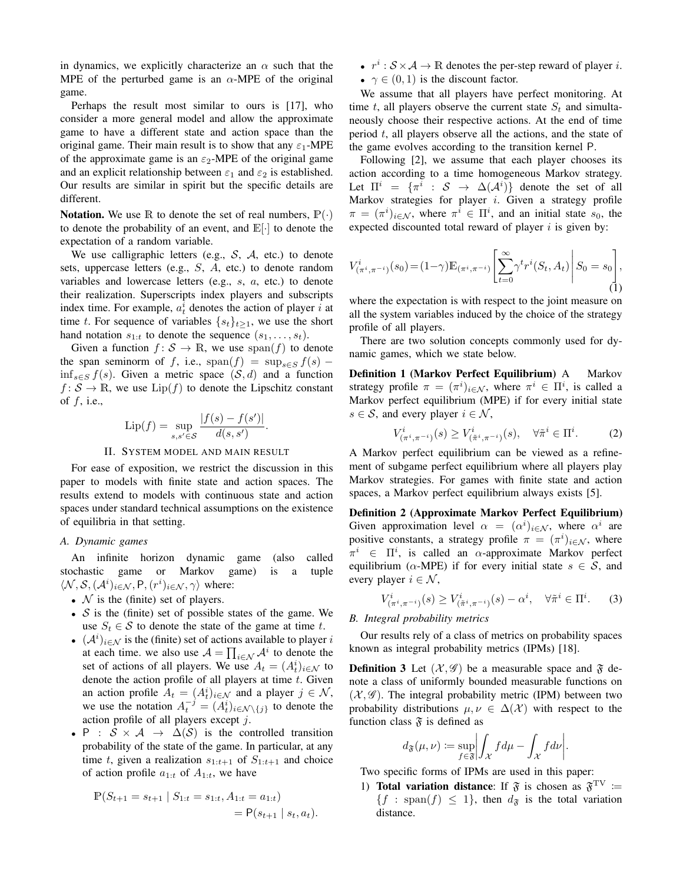in dynamics, we explicitly characterize an $\alpha$ such that the MPE of the perturbed game is an $\alpha$-MPE of the original game.

Perhaps the result most similar to ours is [17], who consider a more general model and allow the approximate game to have a different state and action space than the original game. Their main result is to show that any $\varepsilon_1$-MPE of the approximate game is an $\varepsilon_2$-MPE of the original game and an explicit relationship between $\varepsilon_1$ and $\varepsilon_2$ is established. Our results are similar in spirit but the specific details are different.

**Notation.** We use $\mathbb{R}$ to denote the set of real numbers, $\mathbb{P}(\cdot)$ to denote the probability of an event, and $\mathbb{E}[\cdot]$ to denote the expectation of a random variable.

We use calligraphic letters (e.g., $\mathcal{S}$, $\mathcal{A}$, etc.) to denote sets, uppercase letters (e.g., $S$, $A$, etc.) to denote random variables and lowercase letters (e.g., $s$, $a$, etc.) to denote their realization. Superscripts index players and subscripts index time. For example, $a^i_t$ denotes the action of player $i$ at time $t$. For sequence of variables $\{s_t\}_{t\ge 1}$, we use the short hand notation $s_{1:t}$ to denote the sequence $(s_1, \dots, s_t)$.

Given a function $f\colon \mathcal{S} \to \mathbb{R}$, we use $\operatorname{span}(f)$ to denote the span seminorm of $f$, i.e., $\operatorname{span}(f) = \sup_{s\in S} f(s) - \inf_{s\in S} f(s)$. Given a metric space $(\mathcal{S}, d)$ and a function $f\colon \mathcal{S} \to \mathbb{R}$, we use $\operatorname{Lip}(f)$ to denote the Lipschitz constant of $f$, i.e.,

$$\operatorname{Lip}(f) = \sup_{s,s' \in \mathcal{S}} \frac{|f(s) - f(s')|}{d(s,s')}.$$

## II. System model and main result

For ease of exposition, we restrict the discussion in this paper to models with finite state and action spaces. The results extend to models with continuous state and action spaces under standard technical assumptions on the existence of equilibria in that setting.

### A. Dynamic games

An infinite horizon dynamic game (also called stochastic game or Markov game) is a tuple $\langle \mathcal{N}, \mathcal{S}, (\mathcal{A}^i)_{i\in\mathcal{N}}, \mathsf{P}, (r^i)_{i\in\mathcal{N}}, \gamma\rangle$ where:

- $\mathcal{N}$ is the (finite) set of players.
- $\mathcal{S}$ is the (finite) set of possible states of the game. We use $S_t \in \mathcal{S}$ to denote the state of the game at time $t$.
- $(\mathcal{A}^i)_{i\in\mathcal{N}}$ is the (finite) set of actions available to player $i$ at each time. we also use $\mathcal{A} = \prod_{i\in\mathcal{N}} \mathcal{A}^i$ to denote the set of actions of all players. We use $A_t = (A^i_t)_{i\in\mathcal{N}}$ to denote the action profile of all players at time $t$. Given an action profile $A_t = (A^i_t)_{i\in\mathcal{N}}$ and a player $j \in \mathcal{N}$, we use the notation $A^{-j}_t = (A^i_t)_{i\in\mathcal{N}\setminus\{j\}}$ to denote the action profile of all players except $j$.
- $\mathsf{P} : \mathcal{S} \times \mathcal{A} \to \Delta(\mathcal{S})$ is the controlled transition probability of the state of the game. In particular, at any time $t$, given a realization $s_{1:t+1}$ of $S_{1:t+1}$ and choice of action profile $a_{1:t}$ of $A_{1:t}$, we have
$$\mathbb{P}(S_{t+1} = s_{t+1} \mid S_{1:t} = s_{1:t}, A_{1:t} = a_{1:t}) = \mathsf{P}(s_{t+1} \mid s_t, a_t).$$
- $r^i : \mathcal{S}\times\mathcal{A} \to \mathbb{R}$ denotes the per-step reward of player $i$.
- $\gamma \in (0, 1)$ is the discount factor.

We assume that all players have perfect monitoring. At time $t$, all players observe the current state $S_t$ and simultaneously choose their respective actions. At the end of time period $t$, all players observe all the actions, and the state of the game evolves according to the transition kernel $\mathsf{P}$.

Following [2], we assume that each player chooses its action according to a time homogeneous Markov strategy. Let $\Pi^i = \{\pi^i : \mathcal{S} \to \Delta(\mathcal{A}^i)\}$ denote the set of all Markov strategies for player $i$. Given a strategy profile $\pi = (\pi^i)_{i\in\mathcal{N}}$, where $\pi^i \in \Pi^i$, and an initial state $s_0$, the expected discounted total reward of player $i$ is given by:

$$V^i_{(\pi^i,\pi^{-i})}(s_0) = (1-\gamma)\mathbb{E}_{(\pi^i,\pi^{-i})}\left[\sum_{t=0}^{\infty} \gamma^t r^i(S_t, A_t)\,\middle|\, S_0 = s_0\right], \tag{1}$$

where the expectation is with respect to the joint measure on all the system variables induced by the choice of the strategy profile of all players.

There are two solution concepts commonly used for dynamic games, which we state below.

**Definition 1 (Markov Perfect Equilibrium)** A Markov strategy profile $\pi = (\pi^i)_{i\in\mathcal{N}}$, where $\pi^i \in \Pi^i$, is called a Markov perfect equilibrium (MPE) if for every initial state $s \in \mathcal{S}$, and every player $i \in \mathcal{N}$,

$$V^i_{(\pi^i,\pi^{-i})}(s) \ge V^i_{(\tilde\pi^i,\pi^{-i})}(s), \quad \forall \tilde\pi^i \in \Pi^i. \tag{2}$$

A Markov perfect equilibrium can be viewed as a refinement of subgame perfect equilibrium where all players play Markov strategies. For games with finite state and action spaces, a Markov perfect equilibrium always exists [5].

**Definition 2 (Approximate Markov Perfect Equilibrium)** Given approximation level $\alpha = (\alpha^i)_{i\in\mathcal{N}}$, where $\alpha^i$ are positive constants, a strategy profile $\pi = (\pi^i)_{i\in\mathcal{N}}$, where $\pi^i \in \Pi^i$, is called an $\alpha$-approximate Markov perfect equilibrium ($\alpha$-MPE) if for every initial state $s \in \mathcal{S}$, and every player $i \in \mathcal{N}$,

$$V^i_{(\pi^i,\pi^{-i})}(s) \ge V^i_{(\tilde\pi^i,\pi^{-i})}(s) - \alpha^i, \quad \forall \tilde\pi^i \in \Pi^i. \tag{3}$$

### B. Integral probability metrics

Our results rely of a class of metrics on probability spaces known as integral probability metrics (IPMs) [18].

**Definition 3** Let $(\mathcal{X}, \mathscr{G})$ be a measurable space and $\mathfrak{F}$ denote a class of uniformly bounded measurable functions on $(\mathcal{X}, \mathscr{G})$. The integral probability metric (IPM) between two probability distributions $\mu, \nu \in \Delta(\mathcal{X})$ with respect to the function class $\mathfrak{F}$ is defined as

$$d_{\mathfrak{F}}(\mu, \nu) \coloneqq \sup_{f\in\mathfrak{F}} \left| \int_{\mathcal{X}} f d\mu - \int_{\mathcal{X}} f d\nu \right|.$$

Two specific forms of IPMs are used in this paper:

1) **Total variation distance**: If $\mathfrak{F}$ is chosen as $\mathfrak{F}^{\text{TV}} \coloneqq \{f : \operatorname{span}(f) \le 1\}$, then $d_{\mathfrak{F}}$ is the total variation distance.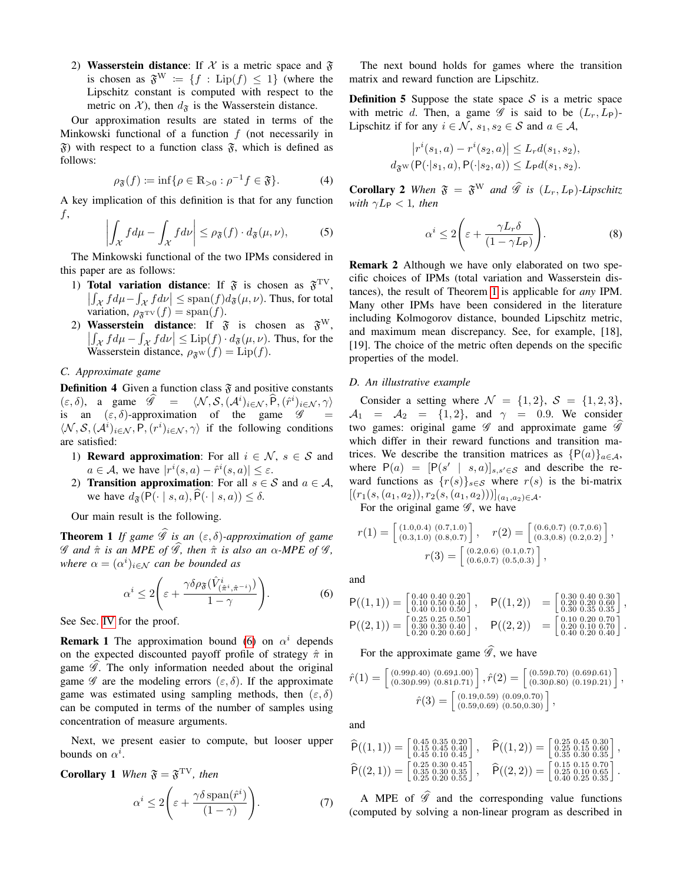2) **Wasserstein distance**: If $\mathcal{X}$ is a metric space and $\mathfrak{F}$ is chosen as $\mathfrak{F}^{\mathrm{W}} := \{f : \mathrm{Lip}(f) \le 1\}$ (where the Lipschitz constant is computed with respect to the metric on $\mathcal{X}$), then $d_{\mathfrak{F}}$ is the Wasserstein distance.

Our approximation results are stated in terms of the Minkowski functional of a function $f$ (not necessarily in $\mathfrak{F}$) with respect to a function class $\mathfrak{F}$, which is defined as follows:

$$\rho_{\mathfrak{F}}(f) := \inf\{\rho \in \mathbb{R}_{>0} : \rho^{-1} f \in \mathfrak{F}\}. \tag{4}$$

A key implication of this definition is that for any function $f$,

$$\left| \int_{\mathcal{X}} f d\mu - \int_{\mathcal{X}} f d\nu \right| \le \rho_{\mathfrak{F}}(f) \cdot d_{\mathfrak{F}}(\mu, \nu), \tag{5}$$

The Minkowski functional of the two IPMs considered in this paper are as follows:

1) **Total variation distance**: If $\mathfrak{F}$ is chosen as $\mathfrak{F}^{\mathrm{TV}}$, $\left|\int_{\mathcal{X}} f d\mu - \int_{\mathcal{X}} f d\nu\right| \le \mathrm{span}(f) d_{\mathfrak{F}}(\mu, \nu)$. Thus, for total variation, $\rho_{\mathfrak{F}^{\mathrm{TV}}}(f) = \mathrm{span}(f)$.
2) **Wasserstein distance**: If $\mathfrak{F}$ is chosen as $\mathfrak{F}^{\mathrm{W}}$, $\left|\int_{\mathcal{X}} f d\mu - \int_{\mathcal{X}} f d\nu\right| \le \mathrm{Lip}(f) \cdot d_{\mathfrak{F}}(\mu, \nu)$. Thus, for the Wasserstein distance, $\rho_{\mathfrak{F}^{\mathrm{W}}}(f) = \mathrm{Lip}(f)$.

### C. Approximate game

**Definition 4** Given a function class $\mathfrak{F}$ and positive constants $(\varepsilon, \delta)$, a game $\widehat{\mathscr{G}} = \langle \mathcal{N}, \mathcal{S}, (\mathcal{A}^i)_{i \in \mathcal{N}}, \widehat{\mathsf{P}}, (\hat{r}^i)_{i \in \mathcal{N}}, \gamma \rangle$ is an $(\varepsilon, \delta)$-approximation of the game $\mathscr{G} = \langle \mathcal{N}, \mathcal{S}, (\mathcal{A}^i)_{i \in \mathcal{N}}, \mathsf{P}, (r^i)_{i \in \mathcal{N}}, \gamma \rangle$ if the following conditions are satisfied:

1) **Reward approximation**: For all $i \in \mathcal{N}$, $s \in \mathcal{S}$ and $a \in \mathcal{A}$, we have $|r^i(s, a) - \hat{r}^i(s, a)| \le \varepsilon$.
2) **Transition approximation**: For all $s \in \mathcal{S}$ and $a \in \mathcal{A}$, we have $d_{\mathfrak{F}}(\mathsf{P}(\cdot \mid s, a), \widehat{\mathsf{P}}(\cdot \mid s, a)) \le \delta$.

Our main result is the following.

**Theorem 1** *If game $\widehat{\mathscr{G}}$ is an $(\varepsilon, \delta)$-approximation of game $\mathscr{G}$ and $\hat{\pi}$ is an MPE of $\widehat{\mathscr{G}}$, then $\hat{\pi}$ is also an $\alpha$-MPE of $\mathscr{G}$, where $\alpha = (\alpha^i)_{i \in \mathcal{N}}$ can be bounded as*

$$\alpha^i \le 2\left(\varepsilon + \frac{\gamma \delta \rho_{\mathfrak{F}}(\hat{V}^i_{(\hat{\pi}^i, \hat{\pi}^{-i})})}{1 - \gamma}\right). \tag{6}$$

See Sec. IV for the proof.

**Remark 1** The approximation bound (6) on $\alpha^i$ depends on the expected discounted payoff profile of strategy $\hat{\pi}$ in game $\widehat{\mathscr{G}}$. The only information needed about the original game $\mathscr{G}$ are the modeling errors $(\varepsilon, \delta)$. If the approximate game was estimated using sampling methods, then $(\varepsilon, \delta)$ can be computed in terms of the number of samples using concentration of measure arguments.

Next, we present easier to compute, but looser upper bounds on $\alpha^i$.

**Corollary 1** *When $\mathfrak{F} = \mathfrak{F}^{\mathrm{TV}}$, then*

$$\alpha^i \le 2\left(\varepsilon + \frac{\gamma \delta \, \mathrm{span}(\hat{r}^i)}{(1 - \gamma)}\right). \tag{7}$$

The next bound holds for games where the transition matrix and reward function are Lipschitz.

**Definition 5** Suppose the state space $\mathcal{S}$ is a metric space with metric $d$. Then, a game $\mathscr{G}$ is said to be $(L_r, L_{\mathsf{P}})$-Lipschitz if for any $i \in \mathcal{N}$, $s_1, s_2 \in \mathcal{S}$ and $a \in \mathcal{A}$,

$$\begin{aligned} \left|r^i(s_1, a) - r^i(s_2, a)\right| &\le L_r d(s_1, s_2), \\ d_{\mathfrak{F}^{\mathrm{W}}}(\mathsf{P}(\cdot|s_1, a), \mathsf{P}(\cdot|s_2, a)) &\le L_{\mathsf{P}} d(s_1, s_2). \end{aligned}$$

**Corollary 2** *When $\mathfrak{F} = \mathfrak{F}^{\mathrm{W}}$ and $\widehat{\mathscr{G}}$ is $(L_r, L_{\mathsf{P}})$-Lipschitz with $\gamma L_{\mathsf{P}} < 1$, then*

$$\alpha^i \le 2\left(\varepsilon + \frac{\gamma L_r \delta}{(1 - \gamma L_{\mathsf{P}})}\right). \tag{8}$$

**Remark 2** Although we have only elaborated on two specific choices of IPMs (total variation and Wasserstein distances), the result of Theorem 1 is applicable for *any* IPM. Many other IPMs have been considered in the literature including Kolmogorov distance, bounded Lipschitz metric, and maximum mean discrepancy. See, for example, [18], [19]. The choice of the metric often depends on the specific properties of the model.

### D. An illustrative example

Consider a setting where $\mathcal{N} = \{1, 2\}$, $\mathcal{S} = \{1, 2, 3\}$, $\mathcal{A}_1 = \mathcal{A}_2 = \{1, 2\}$, and $\gamma = 0.9$. We consider two games: original game $\mathscr{G}$ and approximate game $\widehat{\mathscr{G}}$ which differ in their reward functions and transition matrices. We describe the transition matrices as $\{\mathsf{P}(a)\}_{a \in \mathcal{A}}$, where $\mathsf{P}(a) = [\mathsf{P}(s' \mid s, a)]_{s, s' \in \mathcal{S}}$ and describe the reward functions as $\{r(s)\}_{s \in \mathcal{S}}$ where $r(s)$ is the bi-matrix $[(r_1(s, (a_1, a_2)), r_2(s, (a_1, a_2)))]_{(a_1, a_2) \in \mathcal{A}}$.

For the original game $\mathscr{G}$, we have

$$r(1) = \begin{bmatrix} (1.0,0.4) & (0.7,1.0) \\ (0.3,1.0) & (0.8,0.7) \end{bmatrix}, \quad r(2) = \begin{bmatrix} (0.6,0.7) & (0.7,0.6) \\ (0.3,0.8) & (0.2,0.2) \end{bmatrix},$$
$$r(3) = \begin{bmatrix} (0.2,0.6) & (0.1,0.7) \\ (0.6,0.7) & (0.5,0.3) \end{bmatrix},$$

and

$$\mathsf{P}((1,1)) = \begin{bmatrix} 0.40 & 0.40 & 0.20 \\ 0.10 & 0.50 & 0.40 \\ 0.40 & 0.10 & 0.50 \end{bmatrix}, \quad \mathsf{P}((1,2)) = \begin{bmatrix} 0.30 & 0.40 & 0.30 \\ 0.20 & 0.20 & 0.60 \\ 0.30 & 0.35 & 0.35 \end{bmatrix},$$
$$\mathsf{P}((2,1)) = \begin{bmatrix} 0.25 & 0.25 & 0.50 \\ 0.30 & 0.30 & 0.40 \\ 0.20 & 0.20 & 0.60 \end{bmatrix}, \quad \mathsf{P}((2,2)) = \begin{bmatrix} 0.10 & 0.20 & 0.70 \\ 0.20 & 0.10 & 0.70 \\ 0.40 & 0.20 & 0.40 \end{bmatrix}.$$

For the approximate game $\widehat{\mathscr{G}}$, we have

$$\hat{r}(1) = \begin{bmatrix} (0.99,0.40) & (0.69,1.00) \\ (0.30,0.99) & (0.81,0.71) \end{bmatrix}, \hat{r}(2) = \begin{bmatrix} (0.59,0.70) & (0.69,0.61) \\ (0.30,0.80) & (0.19,0.21) \end{bmatrix},$$
$$\hat{r}(3) = \begin{bmatrix} (0.19,0.59) & (0.09,0.70) \\ (0.59,0.69) & (0.50,0.30) \end{bmatrix},$$

and

$$\widehat{\mathsf{P}}((1,1)) = \begin{bmatrix} 0.45 & 0.35 & 0.20 \\ 0.15 & 0.45 & 0.40 \\ 0.45 & 0.10 & 0.45 \end{bmatrix}, \quad \widehat{\mathsf{P}}((1,2)) = \begin{bmatrix} 0.25 & 0.45 & 0.30 \\ 0.25 & 0.15 & 0.60 \\ 0.35 & 0.30 & 0.35 \end{bmatrix},$$
$$\widehat{\mathsf{P}}((2,1)) = \begin{bmatrix} 0.25 & 0.30 & 0.45 \\ 0.35 & 0.30 & 0.35 \\ 0.25 & 0.20 & 0.55 \end{bmatrix}, \quad \widehat{\mathsf{P}}((2,2)) = \begin{bmatrix} 0.15 & 0.15 & 0.70 \\ 0.25 & 0.10 & 0.65 \\ 0.40 & 0.25 & 0.35 \end{bmatrix}.$$

A MPE of $\widehat{\mathscr{G}}$ and the corresponding value functions (computed by solving a non-linear program as described in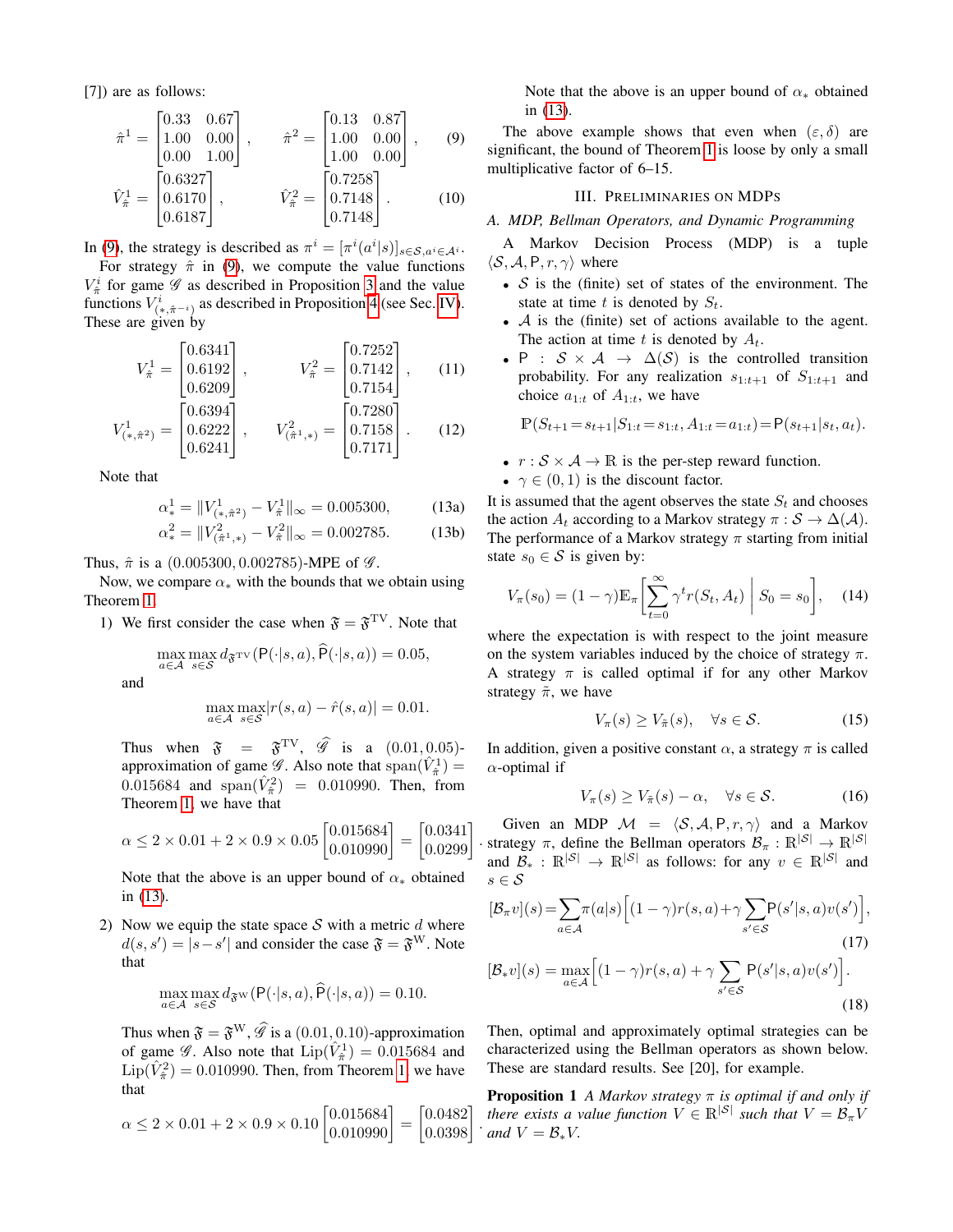[7]) are as follows:

$$\hat{\pi}^1 = \begin{bmatrix} 0.33 & 0.67 \\ 1.00 & 0.00 \\ 0.00 & 1.00 \end{bmatrix}, \qquad \hat{\pi}^2 = \begin{bmatrix} 0.13 & 0.87 \\ 1.00 & 0.00 \\ 1.00 & 0.00 \end{bmatrix}, \tag{9}$$

$$\hat{V}^1_{\hat{\pi}} = \begin{bmatrix} 0.6327 \\ 0.6170 \\ 0.6187 \end{bmatrix}, \qquad \hat{V}^2_{\hat{\pi}} = \begin{bmatrix} 0.7258 \\ 0.7148 \\ 0.7148 \end{bmatrix}. \tag{10}$$

In (9), the strategy is described as $\pi^i = [\pi^i(a^i|s)]_{s \in \mathcal{S}, a^i \in \mathcal{A}^i}$.

For strategy $\hat{\pi}$ in (9), we compute the value functions $V^i_{\hat{\pi}}$ for game $\mathscr{G}$ as described in Proposition 3 and the value functions $V^i_{(*,\hat{\pi}^{-i})}$ as described in Proposition 4 (see Sec. IV). These are given by

$$V^1_{\hat{\pi}} = \begin{bmatrix} 0.6341 \\ 0.6192 \\ 0.6209 \end{bmatrix}, \qquad V^2_{\hat{\pi}} = \begin{bmatrix} 0.7252 \\ 0.7142 \\ 0.7154 \end{bmatrix}, \tag{11}$$

$$V^1_{(*,\hat{\pi}^2)} = \begin{bmatrix} 0.6394 \\ 0.6222 \\ 0.6241 \end{bmatrix}, \qquad V^2_{(\hat{\pi}^1,*)} = \begin{bmatrix} 0.7280 \\ 0.7158 \\ 0.7171 \end{bmatrix}. \tag{12}$$

Note that

$$\alpha^1_* = \| V^1_{(*,\hat{\pi}^2)} - V^1_{\hat{\pi}} \|_\infty = 0.005300, \tag{13a}$$

$$\alpha^2_* = \| V^2_{(\hat{\pi}^1,*)} - V^2_{\hat{\pi}} \|_\infty = 0.002785. \tag{13b}$$

Thus, $\hat{\pi}$ is a $(0.005300, 0.002785)$-MPE of $\mathscr{G}$.

Now, we compare $\alpha_*$ with the bounds that we obtain using Theorem 1.

1) We first consider the case when $\mathfrak{F} = \mathfrak{F}^{\mathrm{TV}}$. Note that

$$\max_{a \in \mathcal{A}} \max_{s \in \mathcal{S}} d_{\mathfrak{F}^{\mathrm{TV}}}(\mathsf{P}(\cdot|s,a), \widehat{\mathsf{P}}(\cdot|s,a)) = 0.05,$$

and

$$\max_{a \in \mathcal{A}} \max_{s \in \mathcal{S}} |r(s,a) - \hat{r}(s,a)| = 0.01.$$

Thus when $\mathfrak{F} = \mathfrak{F}^{\mathrm{TV}}$, $\widehat{\mathscr{G}}$ is a $(0.01, 0.05)$-approximation of game $\mathscr{G}$. Also note that $\mathrm{span}(\hat{V}^1_{\hat{\pi}}) = 0.015684$ and $\mathrm{span}(\hat{V}^2_{\hat{\pi}}) = 0.010990$. Then, from Theorem 1, we have that

$$\alpha \le 2 \times 0.01 + 2 \times 0.9 \times 0.05 \begin{bmatrix} 0.015684 \\ 0.010990 \end{bmatrix} = \begin{bmatrix} 0.0341 \\ 0.0299 \end{bmatrix}.$$

Note that the above is an upper bound of $\alpha_*$ obtained in (13).

2) Now we equip the state space $\mathcal{S}$ with a metric $d$ where $d(s,s') = |s - s'|$ and consider the case $\mathfrak{F} = \mathfrak{F}^{\mathrm{W}}$. Note that

$$\max_{a \in \mathcal{A}} \max_{s \in \mathcal{S}} d_{\mathfrak{F}^{\mathrm{W}}}(\mathsf{P}(\cdot|s,a), \widehat{\mathsf{P}}(\cdot|s,a)) = 0.10.$$

Thus when $\mathfrak{F} = \mathfrak{F}^{\mathrm{W}}$, $\widehat{\mathscr{G}}$ is a $(0.01, 0.10)$-approximation of game $\mathscr{G}$. Also note that $\mathrm{Lip}(\hat{V}^1_{\hat{\pi}}) = 0.015684$ and $\mathrm{Lip}(\hat{V}^2_{\hat{\pi}}) = 0.010990$. Then, from Theorem 1, we have that

$$\alpha \le 2 \times 0.01 + 2 \times 0.9 \times 0.10 \begin{bmatrix} 0.015684 \\ 0.010990 \end{bmatrix} = \begin{bmatrix} 0.0482 \\ 0.0398 \end{bmatrix}.$$

Note that the above is an upper bound of $\alpha_*$ obtained in (13).

The above example shows that even when $(\varepsilon, \delta)$ are significant, the bound of Theorem 1 is loose by only a small multiplicative factor of 6–15.

## III. Preliminaries on MDPs

### A. MDP, Bellman Operators, and Dynamic Programming

A Markov Decision Process (MDP) is a tuple $\langle \mathcal{S}, \mathcal{A}, \mathsf{P}, r, \gamma \rangle$ where

- $\mathcal{S}$ is the (finite) set of states of the environment. The state at time $t$ is denoted by $S_t$.
- $\mathcal{A}$ is the (finite) set of actions available to the agent. The action at time $t$ is denoted by $A_t$.
- $\mathsf{P} : \mathcal{S} \times \mathcal{A} \to \Delta(\mathcal{S})$ is the controlled transition probability. For any realization $s_{1:t+1}$ of $S_{1:t+1}$ and choice $a_{1:t}$ of $A_{1:t}$, we have

$$\mathbb{P}(S_{t+1} = s_{t+1} | S_{1:t} = s_{1:t}, A_{1:t} = a_{1:t}) = \mathsf{P}(s_{t+1}|s_t, a_t).$$

- $r : \mathcal{S} \times \mathcal{A} \to \mathbb{R}$ is the per-step reward function.
- $\gamma \in (0,1)$ is the discount factor.

It is assumed that the agent observes the state $S_t$ and chooses the action $A_t$ according to a Markov strategy $\pi : \mathcal{S} \to \Delta(\mathcal{A})$. The performance of a Markov strategy $\pi$ starting from initial state $s_0 \in \mathcal{S}$ is given by:

$$V_\pi(s_0) = (1-\gamma)\mathbb{E}_\pi \left[ \sum_{t=0}^{\infty} \gamma^t r(S_t, A_t) \,\middle|\, S_0 = s_0 \right], \tag{14}$$

where the expectation is with respect to the joint measure on the system variables induced by the choice of strategy $\pi$. A strategy $\pi$ is called optimal if for any other Markov strategy $\tilde{\pi}$, we have

$$V_\pi(s) \ge V_{\tilde{\pi}}(s), \quad \forall s \in \mathcal{S}. \tag{15}$$

In addition, given a positive constant $\alpha$, a strategy $\pi$ is called $\alpha$-optimal if

$$V_\pi(s) \ge V_{\tilde{\pi}}(s) - \alpha, \quad \forall s \in \mathcal{S}. \tag{16}$$

Given an MDP $\mathcal{M} = \langle \mathcal{S}, \mathcal{A}, \mathsf{P}, r, \gamma \rangle$ and a Markov strategy $\pi$, define the Bellman operators $\mathcal{B}_\pi : \mathbb{R}^{|\mathcal{S}|} \to \mathbb{R}^{|\mathcal{S}|}$ and $\mathcal{B}_* : \mathbb{R}^{|\mathcal{S}|} \to \mathbb{R}^{|\mathcal{S}|}$ as follows: for any $v \in \mathbb{R}^{|\mathcal{S}|}$ and $s \in \mathcal{S}$

$$[\mathcal{B}_\pi v](s) = \sum_{a \in \mathcal{A}} \pi(a|s) \Big[ (1-\gamma) r(s,a) + \gamma \sum_{s' \in \mathcal{S}} \mathsf{P}(s'|s,a) v(s') \Big], \tag{17}$$

$$[\mathcal{B}_* v](s) = \max_{a \in \mathcal{A}} \Big[ (1-\gamma) r(s,a) + \gamma \sum_{s' \in \mathcal{S}} \mathsf{P}(s'|s,a) v(s') \Big]. \tag{18}$$

Then, optimal and approximately optimal strategies can be characterized using the Bellman operators as shown below. These are standard results. See [20], for example.

**Proposition 1** *A Markov strategy $\pi$ is optimal if and only if there exists a value function $V \in \mathbb{R}^{|\mathcal{S}|}$ such that $V = \mathcal{B}_\pi V$ and $V = \mathcal{B}_* V$.*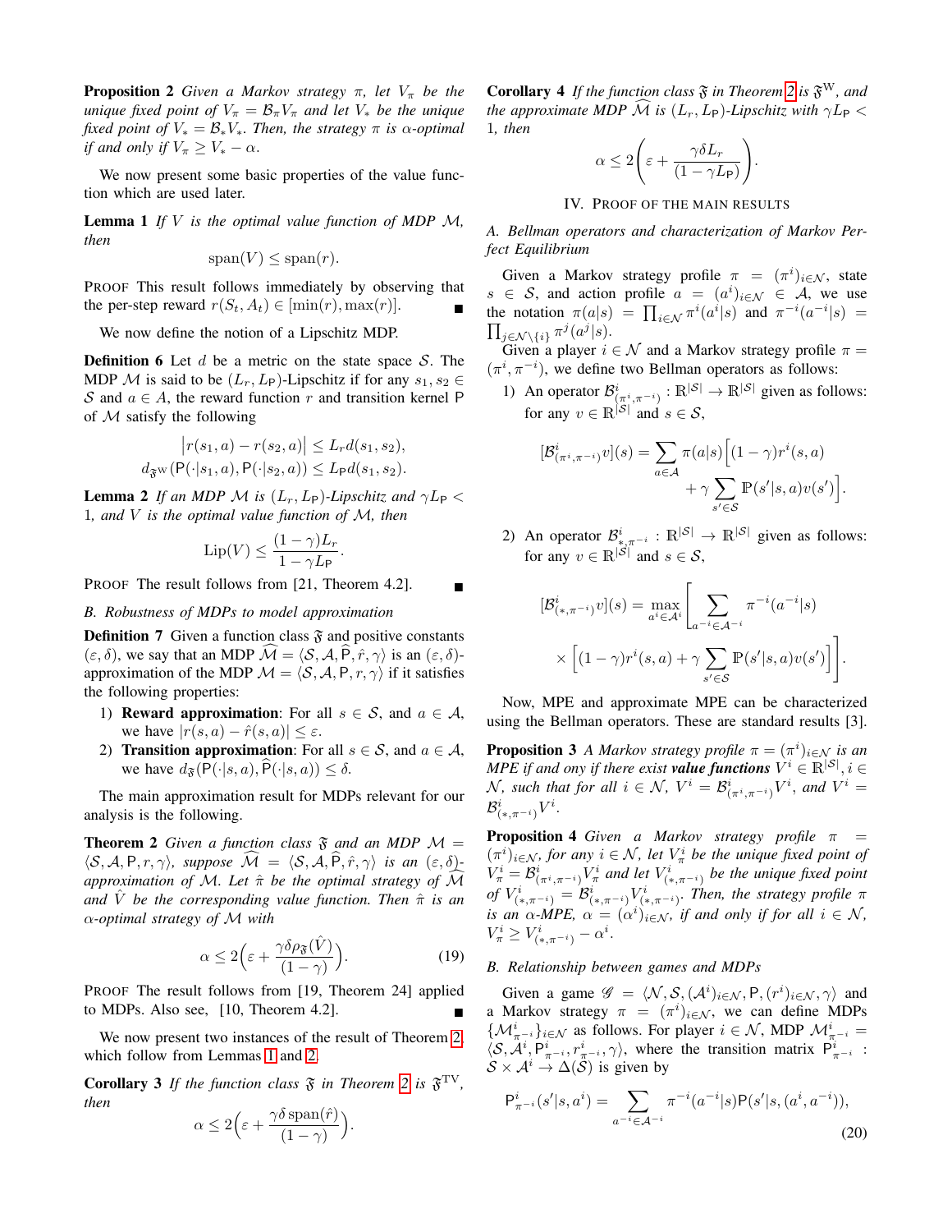**Proposition 2** *Given a Markov strategy $\pi$, let $V_\pi$ be the unique fixed point of $V_\pi = \mathcal{B}_\pi V_\pi$ and let $V_*$ be the unique fixed point of $V_* = \mathcal{B}_* V_*$. Then, the strategy $\pi$ is $\alpha$-optimal if and only if $V_\pi \geq V_* - \alpha$.*

We now present some basic properties of the value function which are used later.

**Lemma 1** *If $V$ is the optimal value function of MDP $\mathcal{M}$, then*

$$\operatorname{span}(V) \leq \operatorname{span}(r).$$

PROOF This result follows immediately by observing that the per-step reward $r(S_t, A_t) \in [\min(r), \max(r)]$. ∎

We now define the notion of a Lipschitz MDP.

**Definition 6** Let $d$ be a metric on the state space $\mathcal{S}$. The MDP $\mathcal{M}$ is said to be $(L_r, L_\mathsf{P})$-Lipschitz if for any $s_1, s_2 \in \mathcal{S}$ and $a \in A$, the reward function $r$ and transition kernel $\mathsf{P}$ of $\mathcal{M}$ satisfy the following

$$\big|r(s_1, a) - r(s_2, a)\big| \leq L_r d(s_1, s_2),$$
$$d_{\mathfrak{F}^{\mathrm{W}}}(\mathsf{P}(\cdot|s_1, a), \mathsf{P}(\cdot|s_2, a)) \leq L_\mathsf{P} d(s_1, s_2).$$

**Lemma 2** *If an MDP $\mathcal{M}$ is $(L_r, L_\mathsf{P})$-Lipschitz and $\gamma L_\mathsf{P} < 1$, and $V$ is the optimal value function of $\mathcal{M}$, then*

$$\operatorname{Lip}(V) \leq \frac{(1-\gamma)L_r}{1 - \gamma L_\mathsf{P}}.$$

PROOF The result follows from [21, Theorem 4.2]. ∎

### B. Robustness of MDPs to model approximation

**Definition 7** Given a function class $\mathfrak{F}$ and positive constants $(\varepsilon, \delta)$, we say that an MDP $\widehat{\mathcal{M}} = \langle \mathcal{S}, \mathcal{A}, \widehat{\mathsf{P}}, \hat{r}, \gamma \rangle$ is an $(\varepsilon, \delta)$-approximation of the MDP $\mathcal{M} = \langle \mathcal{S}, \mathcal{A}, \mathsf{P}, r, \gamma \rangle$ if it satisfies the following properties:

1) **Reward approximation**: For all $s \in \mathcal{S}$, and $a \in \mathcal{A}$, we have $|r(s, a) - \hat{r}(s, a)| \leq \varepsilon$.
2) **Transition approximation**: For all $s \in \mathcal{S}$, and $a \in \mathcal{A}$, we have $d_{\mathfrak{F}}(\mathsf{P}(\cdot|s, a), \widehat{\mathsf{P}}(\cdot|s, a)) \leq \delta$.

The main approximation result for MDPs relevant for our analysis is the following.

**Theorem 2** *Given a function class $\mathfrak{F}$ and an MDP $\mathcal{M} = \langle \mathcal{S}, \mathcal{A}, \mathsf{P}, r, \gamma \rangle$, suppose $\widehat{\mathcal{M}} = \langle \mathcal{S}, \mathcal{A}, \widehat{\mathsf{P}}, \hat{r}, \gamma \rangle$ is an $(\varepsilon, \delta)$-approximation of $\mathcal{M}$. Let $\hat{\pi}$ be the optimal strategy of $\widehat{\mathcal{M}}$ and $\hat{V}$ be the corresponding value function. Then $\hat{\pi}$ is an $\alpha$-optimal strategy of $\mathcal{M}$ with*

$$\alpha \leq 2\Big(\varepsilon + \frac{\gamma \delta \rho_{\mathfrak{F}}(\hat{V})}{(1-\gamma)}\Big). \tag{19}$$

PROOF The result follows from [19, Theorem 24] applied to MDPs. Also see, [10, Theorem 4.2]. ∎

We now present two instances of the result of Theorem 2, which follow from Lemmas 1 and 2.

**Corollary 3** *If the function class $\mathfrak{F}$ in Theorem 2 is $\mathfrak{F}^{\mathrm{TV}}$, then*

$$\alpha \leq 2\Big(\varepsilon + \frac{\gamma \delta \operatorname{span}(\hat{r})}{(1-\gamma)}\Big).$$

**Corollary 4** *If the function class $\mathfrak{F}$ in Theorem 2 is $\mathfrak{F}^{\mathrm{W}}$, and the approximate MDP $\widehat{\mathcal{M}}$ is $(L_r, L_\mathsf{P})$-Lipschitz with $\gamma L_\mathsf{P} < 1$, then*

$$\alpha \leq 2\bigg(\varepsilon + \frac{\gamma \delta L_r}{(1 - \gamma L_\mathsf{P})}\bigg).$$

## IV. Proof of the main results

### A. Bellman operators and characterization of Markov Perfect Equilibrium

Given a Markov strategy profile $\pi = (\pi^i)_{i \in \mathcal{N}}$, state $s \in \mathcal{S}$, and action profile $a = (a^i)_{i \in \mathcal{N}} \in \mathcal{A}$, we use the notation $\pi(a|s) = \prod_{i \in \mathcal{N}} \pi^i(a^i|s)$ and $\pi^{-i}(a^{-i}|s) = \prod_{j \in \mathcal{N} \setminus \{i\}} \pi^j(a^j|s)$.

Given a player $i \in \mathcal{N}$ and a Markov strategy profile $\pi = (\pi^i, \pi^{-i})$, we define two Bellman operators as follows:

1) An operator $\mathcal{B}^i_{(\pi^i, \pi^{-i})} : \mathbb{R}^{|\mathcal{S}|} \to \mathbb{R}^{|\mathcal{S}|}$ given as follows: for any $v \in \mathbb{R}^{|\mathcal{S}|}$ and $s \in \mathcal{S}$,

$$[\mathcal{B}^i_{(\pi^i, \pi^{-i})} v](s) = \sum_{a \in \mathcal{A}} \pi(a|s)\Big[(1-\gamma) r^i(s, a) + \gamma \sum_{s' \in \mathcal{S}} \mathbb{P}(s'|s, a) v(s')\Big].$$

2) An operator $\mathcal{B}^i_{*, \pi^{-i}} : \mathbb{R}^{|\mathcal{S}|} \to \mathbb{R}^{|\mathcal{S}|}$ given as follows: for any $v \in \mathbb{R}^{|\mathcal{S}|}$ and $s \in \mathcal{S}$,

$$[\mathcal{B}^i_{(*, \pi^{-i})} v](s) = \max_{a^i \in \mathcal{A}^i} \Bigg[\sum_{a^{-i} \in \mathcal{A}^{-i}} \pi^{-i}(a^{-i}|s) \times \Big[(1-\gamma) r^i(s, a) + \gamma \sum_{s' \in \mathcal{S}} \mathbb{P}(s'|s, a) v(s')\Big]\Bigg].$$

Now, MPE and approximate MPE can be characterized using the Bellman operators. These are standard results [3].

**Proposition 3** *A Markov strategy profile $\pi = (\pi^i)_{i \in \mathcal{N}}$ is an MPE if and ony if there exist **value functions** $V^i \in \mathbb{R}^{|\mathcal{S}|}, i \in \mathcal{N}$, such that for all $i \in \mathcal{N}$, $V^i = \mathcal{B}^i_{(\pi^i, \pi^{-i})} V^i$, and $V^i = \mathcal{B}^i_{(*, \pi^{-i})} V^i$.*

**Proposition 4** *Given a Markov strategy profile $\pi = (\pi^i)_{i \in \mathcal{N}}$, for any $i \in \mathcal{N}$, let $V^i_\pi$ be the unique fixed point of $V^i_\pi = \mathcal{B}^i_{(\pi^i, \pi^{-i})} V^i_\pi$ and let $V^i_{(*, \pi^{-i})}$ be the unique fixed point of $V^i_{(*, \pi^{-i})} = \mathcal{B}^i_{(*, \pi^{-i})} V^i_{(*, \pi^{-i})}$. Then, the strategy profile $\pi$ is an $\alpha$-MPE, $\alpha = (\alpha^i)_{i \in \mathcal{N}}$, if and only if for all $i \in \mathcal{N}$, $V^i_\pi \geq V^i_{(*, \pi^{-i})} - \alpha^i$.*

### B. Relationship between games and MDPs

Given a game $\mathscr{G} = \langle \mathcal{N}, \mathcal{S}, (\mathcal{A}^i)_{i \in \mathcal{N}}, \mathsf{P}, (r^i)_{i \in \mathcal{N}}, \gamma \rangle$ and a Markov strategy $\pi = (\pi^i)_{i \in \mathcal{N}}$, we can define MDPs $\{\mathcal{M}^i_{\pi^{-i}}\}_{i \in \mathcal{N}}$ as follows. For player $i \in \mathcal{N}$, MDP $\mathcal{M}^i_{\pi^{-i}} = \langle \mathcal{S}, \mathcal{A}^i, \mathsf{P}^i_{\pi^{-i}}, r^i_{\pi^{-i}}, \gamma \rangle$, where the transition matrix $\mathsf{P}^i_{\pi^{-i}} : \mathcal{S} \times \mathcal{A}^i \to \Delta(\mathcal{S})$ is given by

$$\mathsf{P}^i_{\pi^{-i}}(s'|s, a^i) = \sum_{a^{-i} \in \mathcal{A}^{-i}} \pi^{-i}(a^{-i}|s) \mathsf{P}(s'|s, (a^i, a^{-i})), \tag{20}$$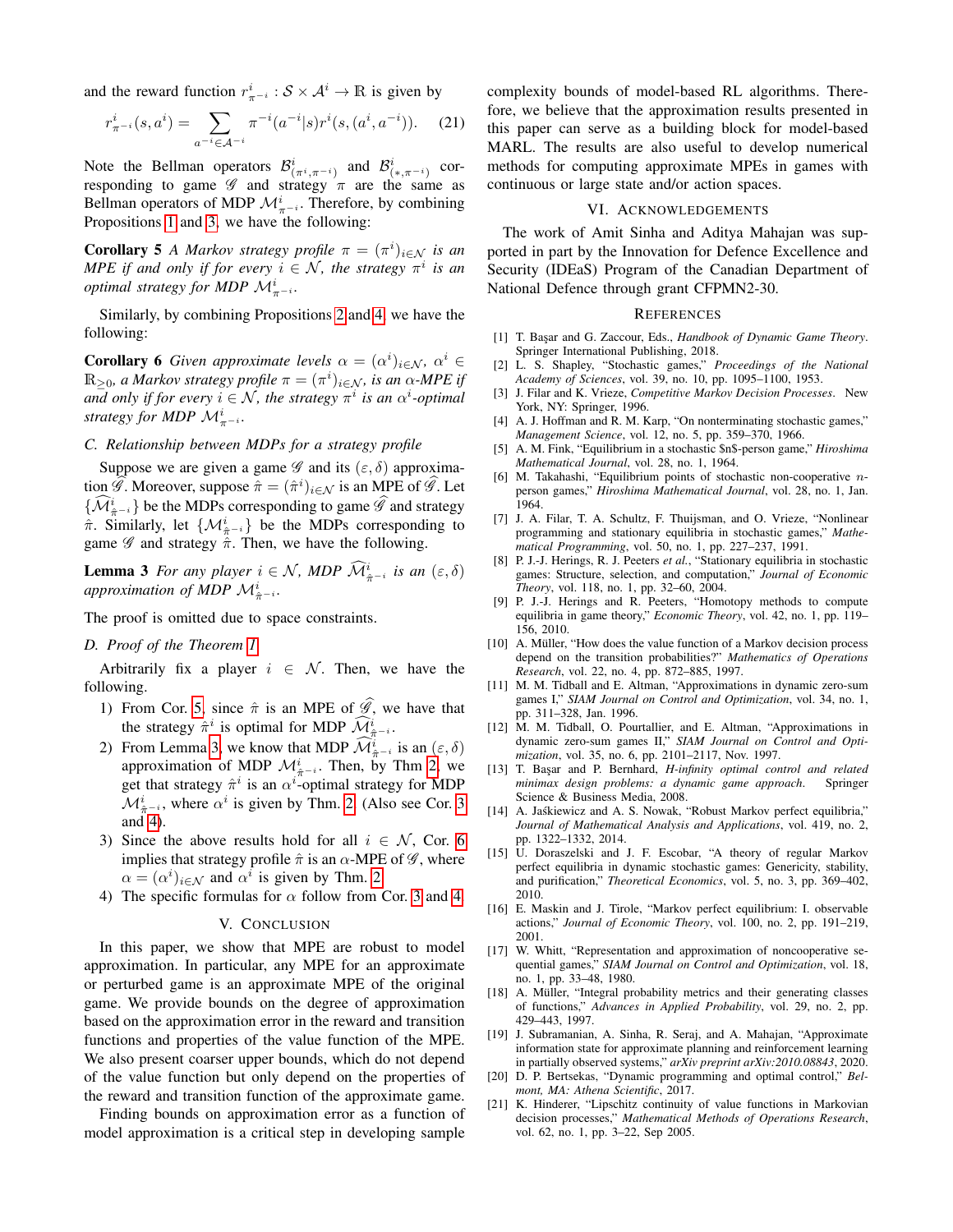and the reward function $r^i_{\pi^{-i}} : \mathcal{S} \times \mathcal{A}^i \to \mathbb{R}$ is given by

$$r^i_{\pi^{-i}}(s, a^i) = \sum_{a^{-i} \in \mathcal{A}^{-i}} \pi^{-i}(a^{-i}|s) r^i(s, (a^i, a^{-i})). \quad (21)$$

Note the Bellman operators $\mathcal{B}^i_{(\pi^i, \pi^{-i})}$ and $\mathcal{B}^i_{(*, \pi^{-i})}$ corresponding to game $\mathscr{G}$ and strategy $\pi$ are the same as Bellman operators of MDP $\mathcal{M}^i_{\pi^{-i}}$. Therefore, by combining Propositions 1 and 3, we have the following:

**Corollary 5** *A Markov strategy profile $\pi = (\pi^i)_{i \in \mathcal{N}}$ is an MPE if and only if for every $i \in \mathcal{N}$, the strategy $\pi^i$ is an optimal strategy for MDP $\mathcal{M}^i_{\pi^{-i}}$.*

Similarly, by combining Propositions 2 and 4, we have the following:

**Corollary 6** *Given approximate levels $\alpha = (\alpha^i)_{i \in \mathcal{N}}$, $\alpha^i \in \mathbb{R}_{\geq 0}$, a Markov strategy profile $\pi = (\pi^i)_{i \in \mathcal{N}}$, is an $\alpha$-MPE if and only if for every $i \in \mathcal{N}$, the strategy $\pi^i$ is an $\alpha^i$-optimal strategy for MDP $\mathcal{M}^i_{\pi^{-i}}$.*

### C. Relationship between MDPs for a strategy profile

Suppose we are given a game $\mathscr{G}$ and its $(\varepsilon, \delta)$ approximation $\widehat{\mathscr{G}}$. Moreover, suppose $\hat{\pi} = (\hat{\pi}^i)_{i \in \mathcal{N}}$ is an MPE of $\widehat{\mathscr{G}}$. Let $\{\widehat{\mathcal{M}}^i_{\hat{\pi}^{-i}}\}$ be the MDPs corresponding to game $\widehat{\mathscr{G}}$ and strategy $\hat{\pi}$. Similarly, let $\{\mathcal{M}^i_{\hat{\pi}^{-i}}\}$ be the MDPs corresponding to game $\mathscr{G}$ and strategy $\hat{\pi}$. Then, we have the following.

**Lemma 3** *For any player $i \in \mathcal{N}$, MDP $\widehat{\mathcal{M}}^i_{\hat{\pi}^{-i}}$ is an $(\varepsilon, \delta)$ approximation of MDP $\mathcal{M}^i_{\hat{\pi}^{-i}}$.*

The proof is omitted due to space constraints.

### D. Proof of the Theorem 1

Arbitrarily fix a player $i \in \mathcal{N}$. Then, we have the following.

1) From Cor. 5, since $\hat{\pi}$ is an MPE of $\widehat{\mathscr{G}}$, we have that the strategy $\hat{\pi}^i$ is optimal for MDP $\widehat{\mathcal{M}}^i_{\hat{\pi}^{-i}}$.
2) From Lemma 3, we know that MDP $\widehat{\mathcal{M}}^i_{\hat{\pi}^{-i}}$ is an $(\varepsilon, \delta)$ approximation of MDP $\mathcal{M}^i_{\hat{\pi}^{-i}}$. Then, by Thm 2, we get that strategy $\hat{\pi}^i$ is an $\alpha^i$-optimal strategy for MDP $\mathcal{M}^i_{\hat{\pi}^{-i}}$, where $\alpha^i$ is given by Thm. 2. (Also see Cor. 3 and 4).
3) Since the above results hold for all $i \in \mathcal{N}$, Cor. 6 implies that strategy profile $\hat{\pi}$ is an $\alpha$-MPE of $\mathscr{G}$, where $\alpha = (\alpha^i)_{i \in \mathcal{N}}$ and $\alpha^i$ is given by Thm. 2.
4) The specific formulas for $\alpha$ follow from Cor. 3 and 4.

## V. Conclusion

In this paper, we show that MPE are robust to model approximation. In particular, any MPE for an approximate or perturbed game is an approximate MPE of the original game. We provide bounds on the degree of approximation based on the approximation error in the reward and transition functions and properties of the value function of the MPE. We also present coarser upper bounds, which do not depend of the value function but only depend on the properties of the reward and transition function of the approximate game.

Finding bounds on approximation error as a function of model approximation is a critical step in developing sample complexity bounds of model-based RL algorithms. Therefore, we believe that the approximation results presented in this paper can serve as a building block for model-based MARL. The results are also useful to develop numerical methods for computing approximate MPEs in games with continuous or large state and/or action spaces.

## VI. Acknowledgements

The work of Amit Sinha and Aditya Mahajan was supported in part by the Innovation for Defence Excellence and Security (IDEaS) Program of the Canadian Department of National Defence through grant CFPMN2-30.

## References

[1] T. Başar and G. Zaccour, Eds., *Handbook of Dynamic Game Theory*. Springer International Publishing, 2018.

[2] L. S. Shapley, "Stochastic games," *Proceedings of the National Academy of Sciences*, vol. 39, no. 10, pp. 1095–1100, 1953.

[3] J. Filar and K. Vrieze, *Competitive Markov Decision Processes*. New York, NY: Springer, 1996.

[4] A. J. Hoffman and R. M. Karp, "On nonterminating stochastic games," *Management Science*, vol. 12, no. 5, pp. 359–370, 1966.

[5] A. M. Fink, "Equilibrium in a stochastic \$n\$-person game," *Hiroshima Mathematical Journal*, vol. 28, no. 1, 1964.

[6] M. Takahashi, "Equilibrium points of stochastic non-cooperative $n$-person games," *Hiroshima Mathematical Journal*, vol. 28, no. 1, Jan. 1964.

[7] J. A. Filar, T. A. Schultz, F. Thuijsman, and O. Vrieze, "Nonlinear programming and stationary equilibria in stochastic games," *Mathematical Programming*, vol. 50, no. 1, pp. 227–237, 1991.

[8] P. J.-J. Herings, R. J. Peeters *et al.*, "Stationary equilibria in stochastic games: Structure, selection, and computation," *Journal of Economic Theory*, vol. 118, no. 1, pp. 32–60, 2004.

[9] P. J.-J. Herings and R. Peeters, "Homotopy methods to compute equilibria in game theory," *Economic Theory*, vol. 42, no. 1, pp. 119–156, 2010.

[10] A. Müller, "How does the value function of a Markov decision process depend on the transition probabilities?" *Mathematics of Operations Research*, vol. 22, no. 4, pp. 872–885, 1997.

[11] M. M. Tidball and E. Altman, "Approximations in dynamic zero-sum games I," *SIAM Journal on Control and Optimization*, vol. 34, no. 1, pp. 311–328, Jan. 1996.

[12] M. M. Tidball, O. Pourtallier, and E. Altman, "Approximations in dynamic zero-sum games II," *SIAM Journal on Control and Optimization*, vol. 35, no. 6, pp. 2101–2117, Nov. 1997.

[13] T. Başar and P. Bernhard, *H-infinity optimal control and related minimax design problems: a dynamic game approach*. Springer Science & Business Media, 2008.

[14] A. Jaśkiewicz and A. S. Nowak, "Robust Markov perfect equilibria," *Journal of Mathematical Analysis and Applications*, vol. 419, no. 2, pp. 1322–1332, 2014.

[15] U. Doraszelski and J. F. Escobar, "A theory of regular Markov perfect equilibria in dynamic stochastic games: Genericity, stability, and purification," *Theoretical Economics*, vol. 5, no. 3, pp. 369–402, 2010.

[16] E. Maskin and J. Tirole, "Markov perfect equilibrium: I. observable actions," *Journal of Economic Theory*, vol. 100, no. 2, pp. 191–219, 2001.

[17] W. Whitt, "Representation and approximation of noncooperative sequential games," *SIAM Journal on Control and Optimization*, vol. 18, no. 1, pp. 33–48, 1980.

[18] A. Müller, "Integral probability metrics and their generating classes of functions," *Advances in Applied Probability*, vol. 29, no. 2, pp. 429–443, 1997.

[19] J. Subramanian, A. Sinha, R. Seraj, and A. Mahajan, "Approximate information state for approximate planning and reinforcement learning in partially observed systems," *arXiv preprint arXiv:2010.08843*, 2020.

[20] D. P. Bertsekas, "Dynamic programming and optimal control," *Belmont, MA: Athena Scientific*, 2017.

[21] K. Hinderer, "Lipschitz continuity of value functions in Markovian decision processes," *Mathematical Methods of Operations Research*, vol. 62, no. 1, pp. 3–22, Sep 2005.